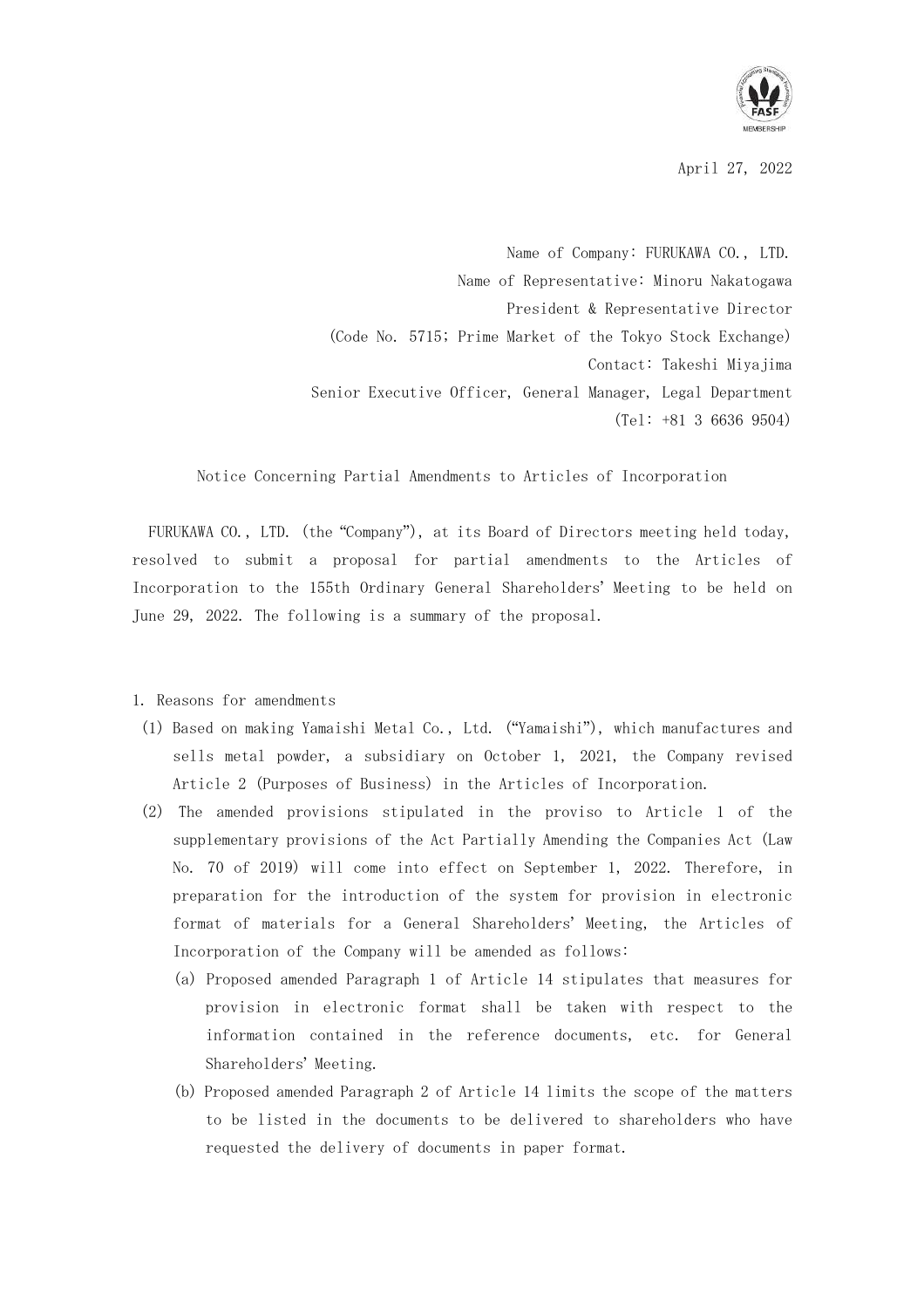April 27, 2022

Name of Company: FURUKAWA CO., LTD.
Name of Representative: Minoru Nakatogawa
President & Representative Director
(Code No. 5715; Prime Market of the Tokyo Stock Exchange)
Contact: Takeshi Miyajima
Senior Executive Officer, General Manager, Legal Department
(Tel: +81 3 6636 9504)

# Notice Concerning Partial Amendments to Articles of Incorporation

FURUKAWA CO., LTD. (the "Company"), at its Board of Directors meeting held today, resolved to submit a proposal for partial amendments to the Articles of Incorporation to the 155th Ordinary General Shareholders' Meeting to be held on June 29, 2022. The following is a summary of the proposal.

1. Reasons for amendments
   (1) Based on making Yamaishi Metal Co., Ltd. ("Yamaishi"), which manufactures and sells metal powder, a subsidiary on October 1, 2021, the Company revised Article 2 (Purposes of Business) in the Articles of Incorporation.
   (2) The amended provisions stipulated in the proviso to Article 1 of the supplementary provisions of the Act Partially Amending the Companies Act (Law No. 70 of 2019) will come into effect on September 1, 2022. Therefore, in preparation for the introduction of the system for provision in electronic format of materials for a General Shareholders' Meeting, the Articles of Incorporation of the Company will be amended as follows:
      (a) Proposed amended Paragraph 1 of Article 14 stipulates that measures for provision in electronic format shall be taken with respect to the information contained in the reference documents, etc. for General Shareholders' Meeting.
      (b) Proposed amended Paragraph 2 of Article 14 limits the scope of the matters to be listed in the documents to be delivered to shareholders who have requested the delivery of documents in paper format.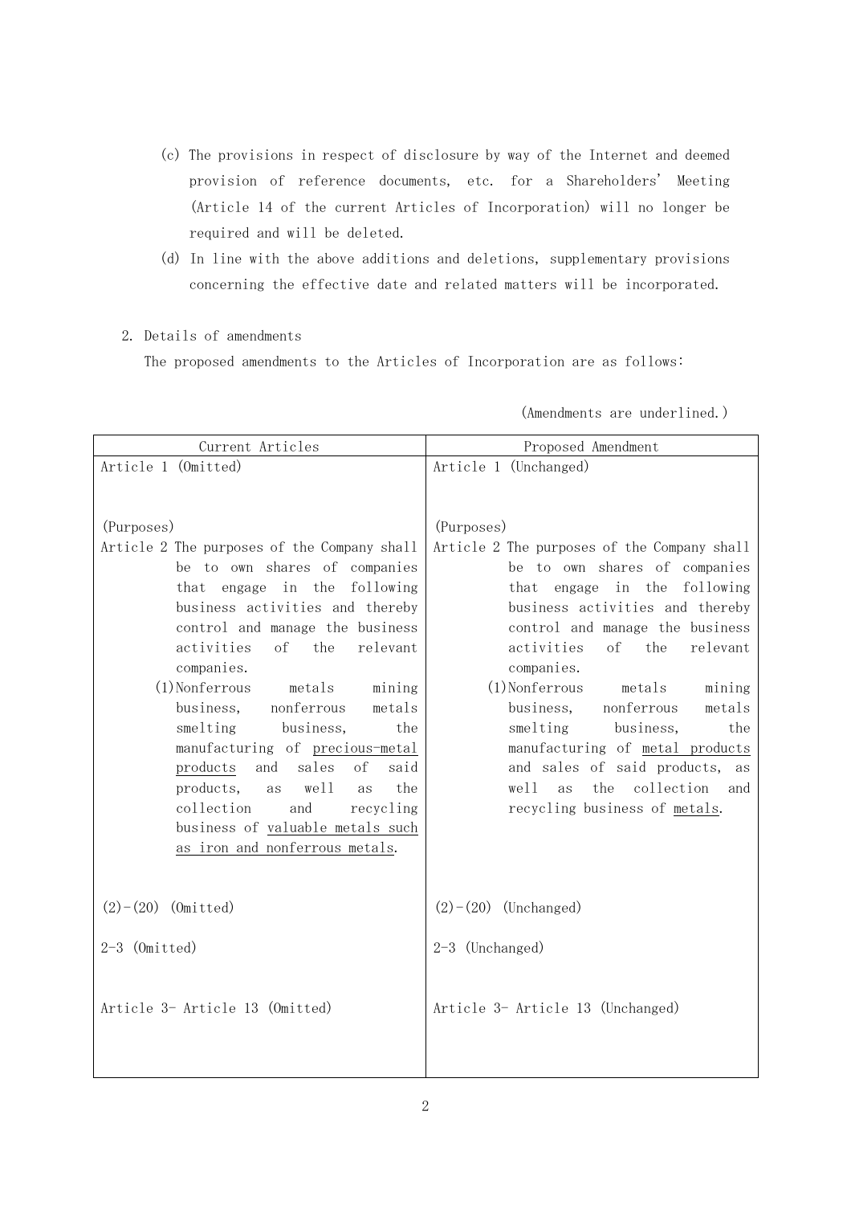(c) The provisions in respect of disclosure by way of the Internet and deemed provision of reference documents, etc. for a Shareholders' Meeting (Article 14 of the current Articles of Incorporation) will no longer be required and will be deleted.

(d) In line with the above additions and deletions, supplementary provisions concerning the effective date and related matters will be incorporated.

2. Details of amendments

The proposed amendments to the Articles of Incorporation are as follows:

(Amendments are underlined.)

| Current Articles | Proposed Amendment |
|---|---|
| Article 1 (Omitted) | Article 1 (Unchanged) |
| (Purposes)<br>Article 2 The purposes of the Company shall be to own shares of companies that engage in the following business activities and thereby control and manage the business activities of the relevant companies.<br>(1) Nonferrous metals mining business, nonferrous metals smelting business, the manufacturing of <u>precious-metal products</u> and sales of said products, as well as the collection and recycling business of <u>valuable metals such as iron and nonferrous metals</u>. | (Purposes)<br>Article 2 The purposes of the Company shall be to own shares of companies that engage in the following business activities and thereby control and manage the business activities of the relevant companies.<br>(1) Nonferrous metals mining business, nonferrous metals smelting business, the manufacturing of <u>metal products</u> and sales of said products, as well as the collection and recycling business of <u>metals</u>. |
| (2)-(20) (Omitted) | (2)-(20) (Unchanged) |
| 2-3 (Omitted) | 2-3 (Unchanged) |
| Article 3- Article 13 (Omitted) | Article 3- Article 13 (Unchanged) |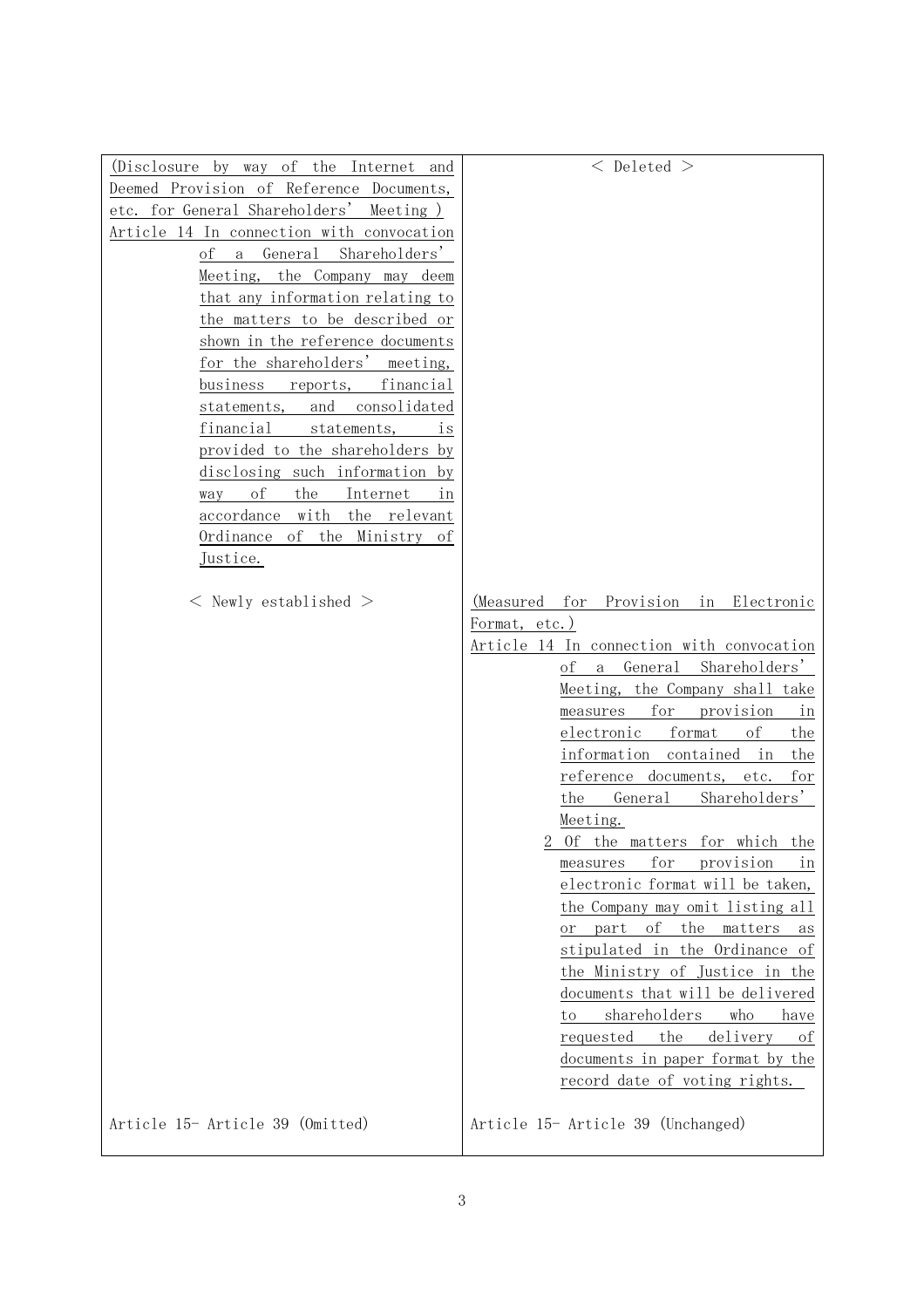| | |
|---|---|
| (Disclosure by way of the Internet and Deemed Provision of Reference Documents, etc. for General Shareholders' Meeting )<br>Article 14 In connection with convocation of a General Shareholders' Meeting, the Company may deem that any information relating to the matters to be described or shown in the reference documents for the shareholders' meeting, business reports, financial statements, and consolidated financial statements, is provided to the shareholders by disclosing such information by way of the Internet in accordance with the relevant Ordinance of the Ministry of Justice. | ＜ Deleted ＞ |
| ＜ Newly established ＞ | (Measured for Provision in Electronic Format, etc.)<br>Article 14 In connection with convocation of a General Shareholders' Meeting, the Company shall take measures for provision in electronic format of the information contained in the reference documents, etc. for the General Shareholders' Meeting.<br>2 Of the matters for which the measures for provision in electronic format will be taken, the Company may omit listing all or part of the matters as stipulated in the Ordinance of the Ministry of Justice in the documents that will be delivered to shareholders who have requested the delivery of documents in paper format by the record date of voting rights. |
| Article 15- Article 39 (Omitted) | Article 15- Article 39 (Unchanged) |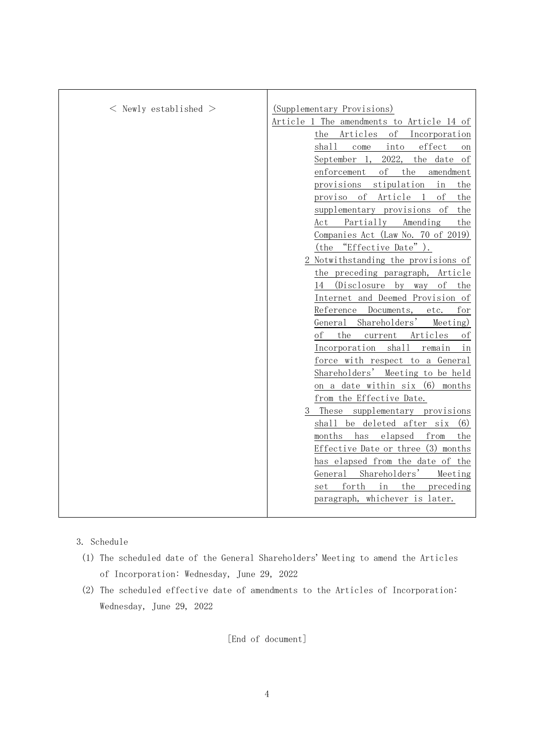| | |
|---|---|
| < Newly established > | (Supplementary Provisions)<br>Article 1 The amendments to Article 14 of the Articles of Incorporation shall come into effect on September 1, 2022, the date of enforcement of the amendment provisions stipulation in the proviso of Article 1 of the supplementary provisions of the Act Partially Amending the Companies Act (Law No. 70 of 2019) (the "Effective Date").<br>2 Notwithstanding the provisions of the preceding paragraph, Article 14 (Disclosure by way of the Internet and Deemed Provision of Reference Documents, etc. for General Shareholders' Meeting) of the current Articles of Incorporation shall remain in force with respect to a General Shareholders' Meeting to be held on a date within six (6) months from the Effective Date.<br>3 These supplementary provisions shall be deleted after six (6) months has elapsed from the Effective Date or three (3) months has elapsed from the date of the General Shareholders' Meeting set forth in the preceding paragraph, whichever is later. |

3. Schedule

(1) The scheduled date of the General Shareholders' Meeting to amend the Articles of Incorporation: Wednesday, June 29, 2022

(2) The scheduled effective date of amendments to the Articles of Incorporation: Wednesday, June 29, 2022

[End of document]